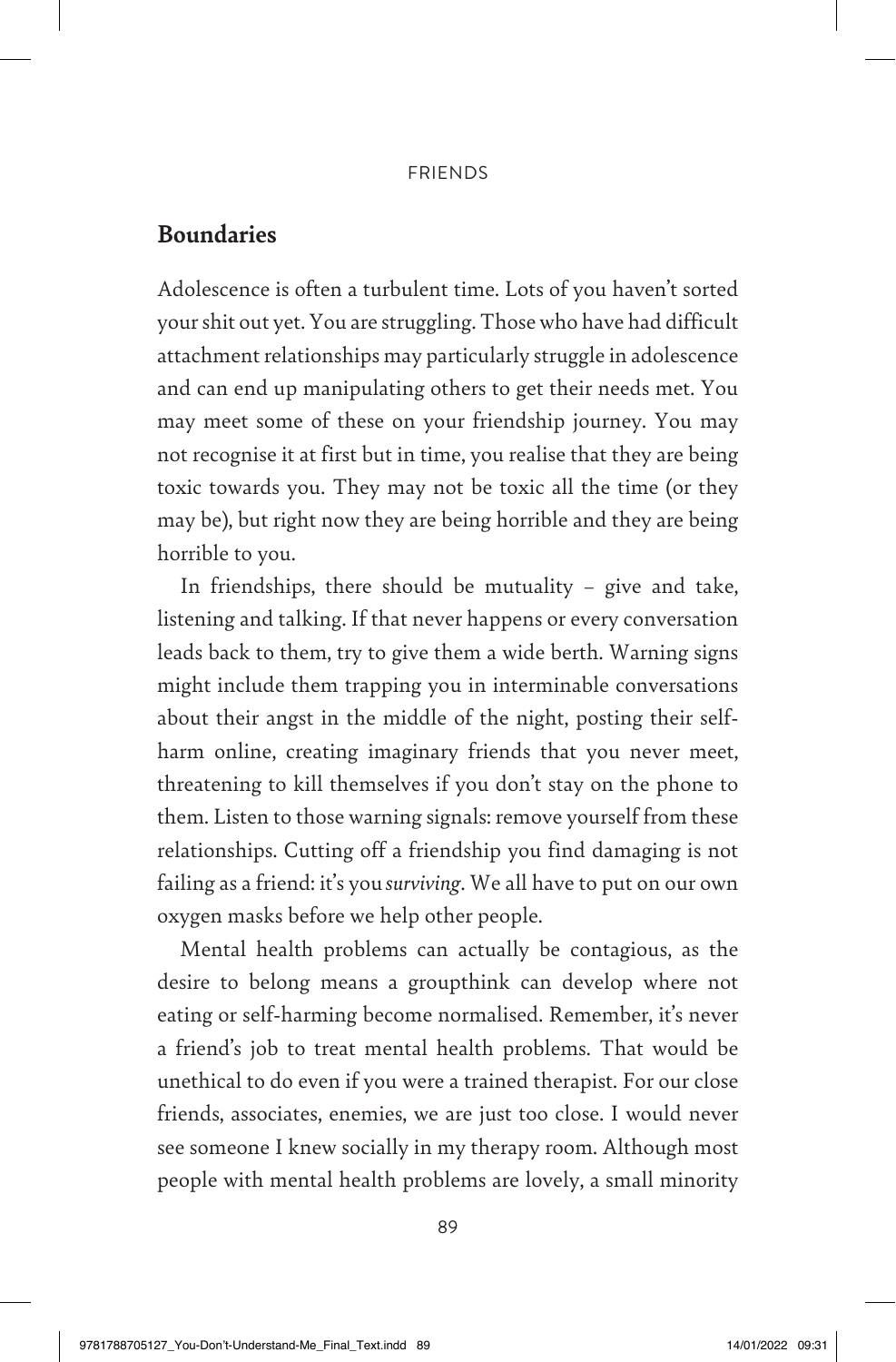## Boundaries

Adolescence is often a turbulent time. Lots of you haven't sorted your shit out yet. You are struggling. Those who have had difficult attachment relationships may particularly struggle in adolescence and can end up manipulating others to get their needs met. You may meet some of these on your friendship journey. You may not recognise it at first but in time, you realise that they are being toxic towards you. They may not be toxic all the time (or they may be), but right now they are being horrible and they are being horrible to you.

In friendships, there should be mutuality – give and take, listening and talking. If that never happens or every conversation leads back to them, try to give them a wide berth. Warning signs might include them trapping you in interminable conversations about their angst in the middle of the night, posting their self-harm online, creating imaginary friends that you never meet, threatening to kill themselves if you don't stay on the phone to them. Listen to those warning signals: remove yourself from these relationships. Cutting off a friendship you find damaging is not failing as a friend: it's you *surviving*. We all have to put on our own oxygen masks before we help other people.

Mental health problems can actually be contagious, as the desire to belong means a groupthink can develop where not eating or self-harming become normalised. Remember, it's never a friend's job to treat mental health problems. That would be unethical to do even if you were a trained therapist. For our close friends, associates, enemies, we are just too close. I would never see someone I knew socially in my therapy room. Although most people with mental health problems are lovely, a small minority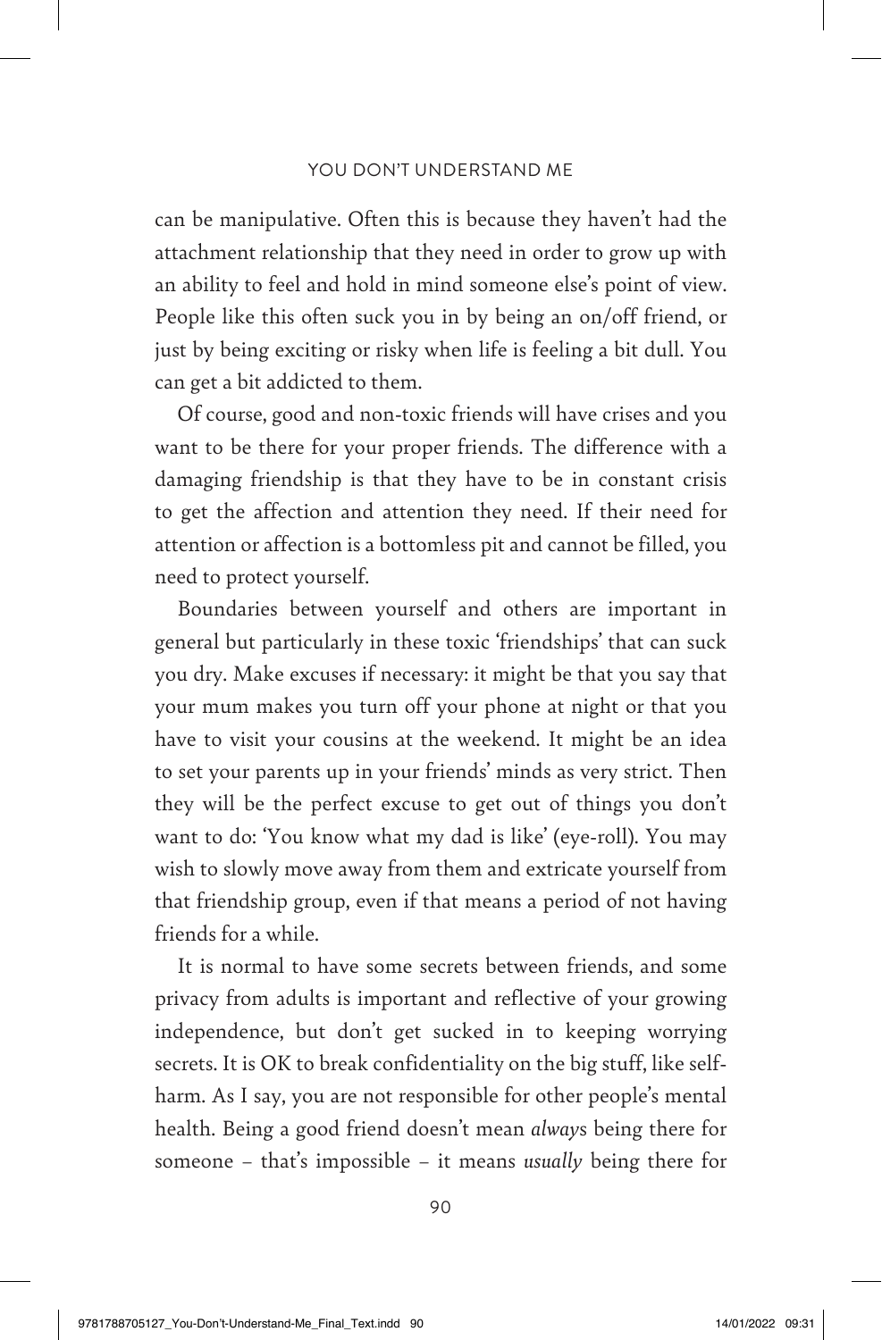can be manipulative. Often this is because they haven't had the attachment relationship that they need in order to grow up with an ability to feel and hold in mind someone else's point of view. People like this often suck you in by being an on/off friend, or just by being exciting or risky when life is feeling a bit dull. You can get a bit addicted to them.

Of course, good and non-toxic friends will have crises and you want to be there for your proper friends. The difference with a damaging friendship is that they have to be in constant crisis to get the affection and attention they need. If their need for attention or affection is a bottomless pit and cannot be filled, you need to protect yourself.

Boundaries between yourself and others are important in general but particularly in these toxic 'friendships' that can suck you dry. Make excuses if necessary: it might be that you say that your mum makes you turn off your phone at night or that you have to visit your cousins at the weekend. It might be an idea to set your parents up in your friends' minds as very strict. Then they will be the perfect excuse to get out of things you don't want to do: 'You know what my dad is like' (eye-roll). You may wish to slowly move away from them and extricate yourself from that friendship group, even if that means a period of not having friends for a while.

It is normal to have some secrets between friends, and some privacy from adults is important and reflective of your growing independence, but don't get sucked in to keeping worrying secrets. It is OK to break confidentiality on the big stuff, like self-harm. As I say, you are not responsible for other people's mental health. Being a good friend doesn't mean *always* being there for someone – that's impossible – it means *usually* being there for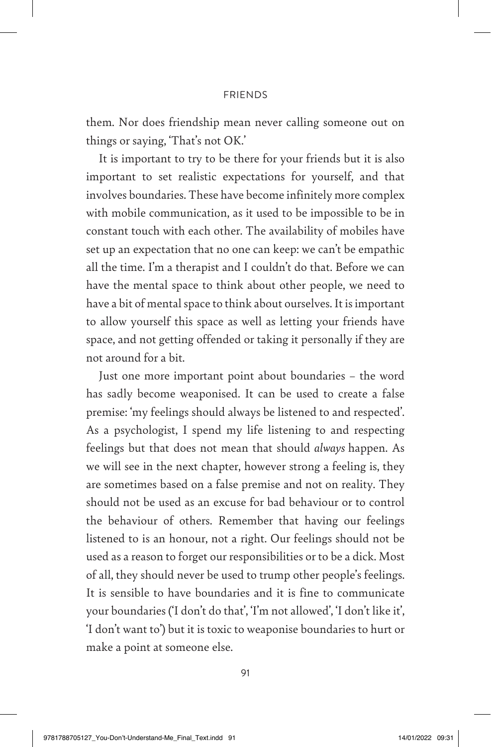them. Nor does friendship mean never calling someone out on things or saying, 'That's not OK.'

It is important to try to be there for your friends but it is also important to set realistic expectations for yourself, and that involves boundaries. These have become infinitely more complex with mobile communication, as it used to be impossible to be in constant touch with each other. The availability of mobiles have set up an expectation that no one can keep: we can't be empathic all the time. I'm a therapist and I couldn't do that. Before we can have the mental space to think about other people, we need to have a bit of mental space to think about ourselves. It is important to allow yourself this space as well as letting your friends have space, and not getting offended or taking it personally if they are not around for a bit.

Just one more important point about boundaries – the word has sadly become weaponised. It can be used to create a false premise: 'my feelings should always be listened to and respected'. As a psychologist, I spend my life listening to and respecting feelings but that does not mean that should *always* happen. As we will see in the next chapter, however strong a feeling is, they are sometimes based on a false premise and not on reality. They should not be used as an excuse for bad behaviour or to control the behaviour of others. Remember that having our feelings listened to is an honour, not a right. Our feelings should not be used as a reason to forget our responsibilities or to be a dick. Most of all, they should never be used to trump other people's feelings. It is sensible to have boundaries and it is fine to communicate your boundaries ('I don't do that', 'I'm not allowed', 'I don't like it', 'I don't want to') but it is toxic to weaponise boundaries to hurt or make a point at someone else.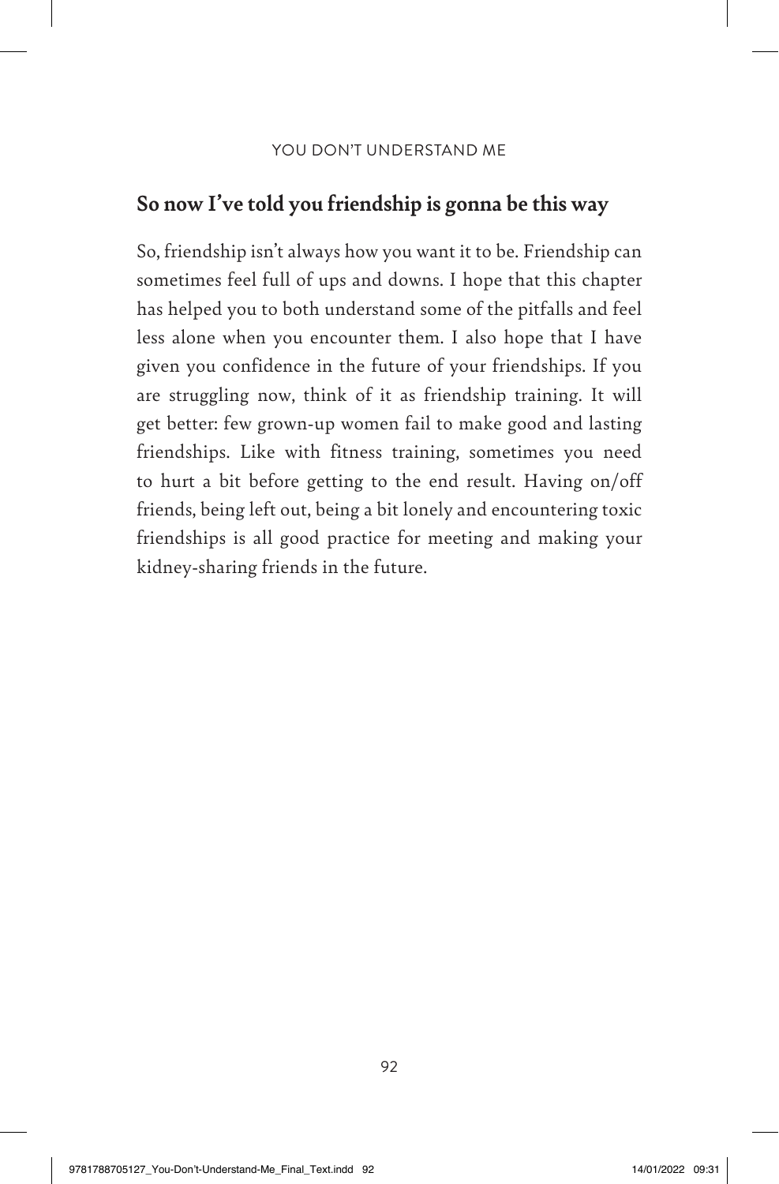## So now I've told you friendship is gonna be this way

So, friendship isn't always how you want it to be. Friendship can sometimes feel full of ups and downs. I hope that this chapter has helped you to both understand some of the pitfalls and feel less alone when you encounter them. I also hope that I have given you confidence in the future of your friendships. If you are struggling now, think of it as friendship training. It will get better: few grown-up women fail to make good and lasting friendships. Like with fitness training, sometimes you need to hurt a bit before getting to the end result. Having on/off friends, being left out, being a bit lonely and encountering toxic friendships is all good practice for meeting and making your kidney-sharing friends in the future.